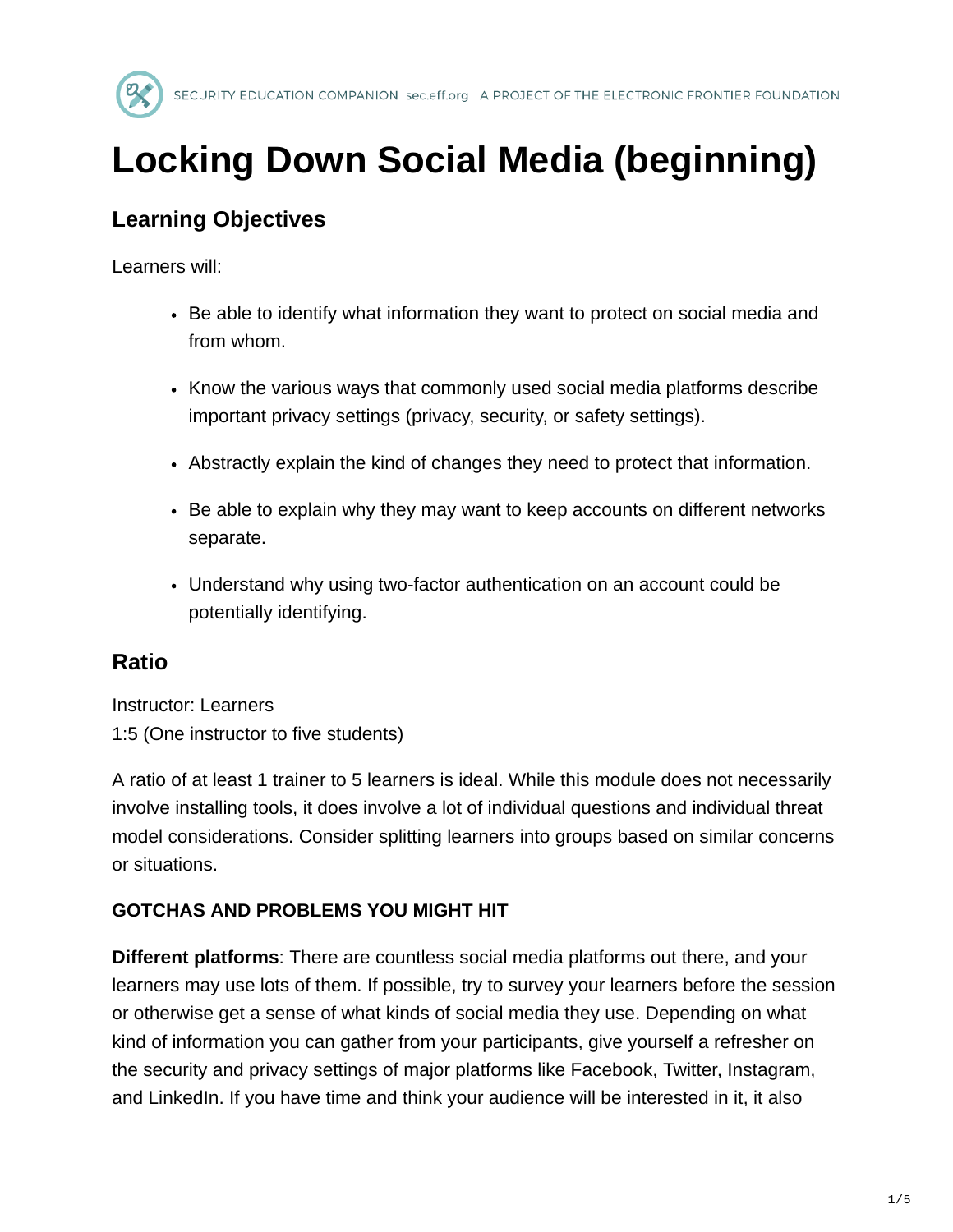# Locking Down Social Media (beginning)

## Learning Objectives

Learners will:

- Be able to identify what information they want to protect on social media and from whom.
- Know the various ways that commonly used social media platforms describe important privacy settings (privacy, security, or safety settings).
- Abstractly explain the kind of changes they need to protect that information.
- Be able to explain why they may want to keep accounts on different networks separate.
- Understand why using two-factor authentication on an account could be potentially identifying.

## Ratio

Instructor: Learners
1:5 (One instructor to five students)

A ratio of at least 1 trainer to 5 learners is ideal. While this module does not necessarily involve installing tools, it does involve a lot of individual questions and individual threat model considerations. Consider splitting learners into groups based on similar concerns or situations.

#### GOTCHAS AND PROBLEMS YOU MIGHT HIT

**Different platforms**: There are countless social media platforms out there, and your learners may use lots of them. If possible, try to survey your learners before the session or otherwise get a sense of what kinds of social media they use. Depending on what kind of information you can gather from your participants, give yourself a refresher on the security and privacy settings of major platforms like Facebook, Twitter, Instagram, and LinkedIn. If you have time and think your audience will be interested in it, it also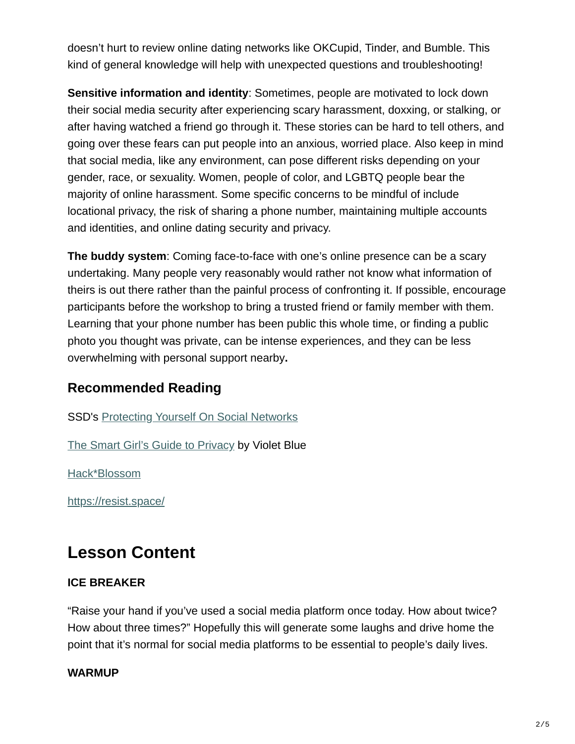doesn't hurt to review online dating networks like OKCupid, Tinder, and Bumble. This kind of general knowledge will help with unexpected questions and troubleshooting!

**Sensitive information and identity**: Sometimes, people are motivated to lock down their social media security after experiencing scary harassment, doxxing, or stalking, or after having watched a friend go through it. These stories can be hard to tell others, and going over these fears can put people into an anxious, worried place. Also keep in mind that social media, like any environment, can pose different risks depending on your gender, race, or sexuality. Women, people of color, and LGBTQ people bear the majority of online harassment. Some specific concerns to be mindful of include locational privacy, the risk of sharing a phone number, maintaining multiple accounts and identities, and online dating security and privacy.

**The buddy system**: Coming face-to-face with one's online presence can be a scary undertaking. Many people very reasonably would rather not know what information of theirs is out there rather than the painful process of confronting it. If possible, encourage participants before the workshop to bring a trusted friend or family member with them. Learning that your phone number has been public this whole time, or finding a public photo you thought was private, can be intense experiences, and they can be less overwhelming with personal support nearby**.**

### Recommended Reading

SSD's Protecting Yourself On Social Networks

The Smart Girl's Guide to Privacy by Violet Blue

Hack*Blossom

https://resist.space/

## Lesson Content

**ICE BREAKER**

"Raise your hand if you've used a social media platform once today. How about twice? How about three times?" Hopefully this will generate some laughs and drive home the point that it's normal for social media platforms to be essential to people's daily lives.

**WARMUP**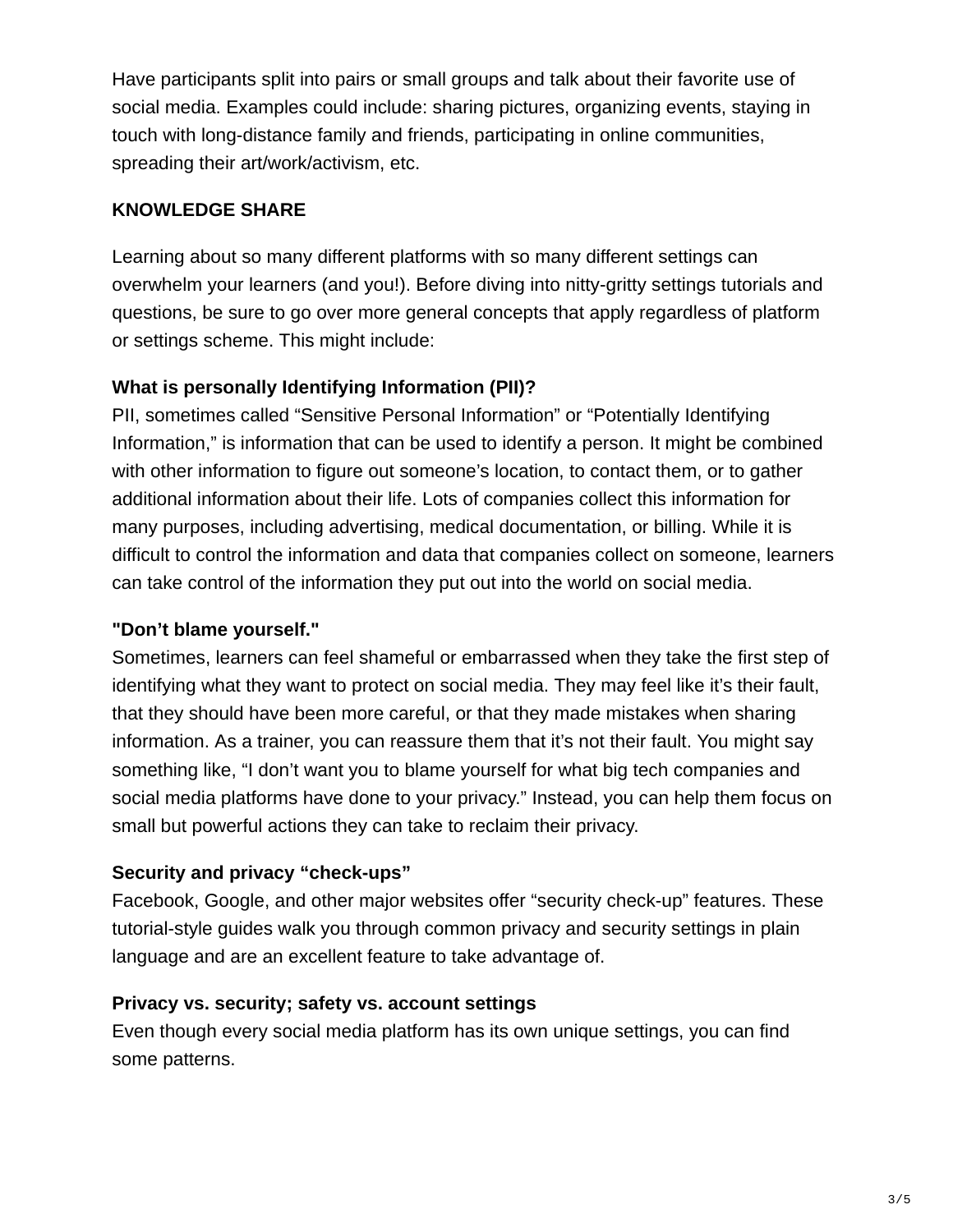Have participants split into pairs or small groups and talk about their favorite use of social media. Examples could include: sharing pictures, organizing events, staying in touch with long-distance family and friends, participating in online communities, spreading their art/work/activism, etc.

**KNOWLEDGE SHARE**

Learning about so many different platforms with so many different settings can overwhelm your learners (and you!). Before diving into nitty-gritty settings tutorials and questions, be sure to go over more general concepts that apply regardless of platform or settings scheme. This might include:

**What is personally Identifying Information (PII)?**
PII, sometimes called "Sensitive Personal Information" or "Potentially Identifying Information," is information that can be used to identify a person. It might be combined with other information to figure out someone's location, to contact them, or to gather additional information about their life. Lots of companies collect this information for many purposes, including advertising, medical documentation, or billing. While it is difficult to control the information and data that companies collect on someone, learners can take control of the information they put out into the world on social media.

**"Don't blame yourself."**
Sometimes, learners can feel shameful or embarrassed when they take the first step of identifying what they want to protect on social media. They may feel like it's their fault, that they should have been more careful, or that they made mistakes when sharing information. As a trainer, you can reassure them that it's not their fault. You might say something like, "I don't want you to blame yourself for what big tech companies and social media platforms have done to your privacy." Instead, you can help them focus on small but powerful actions they can take to reclaim their privacy.

**Security and privacy "check-ups"**
Facebook, Google, and other major websites offer "security check-up" features. These tutorial-style guides walk you through common privacy and security settings in plain language and are an excellent feature to take advantage of.

**Privacy vs. security; safety vs. account settings**
Even though every social media platform has its own unique settings, you can find some patterns.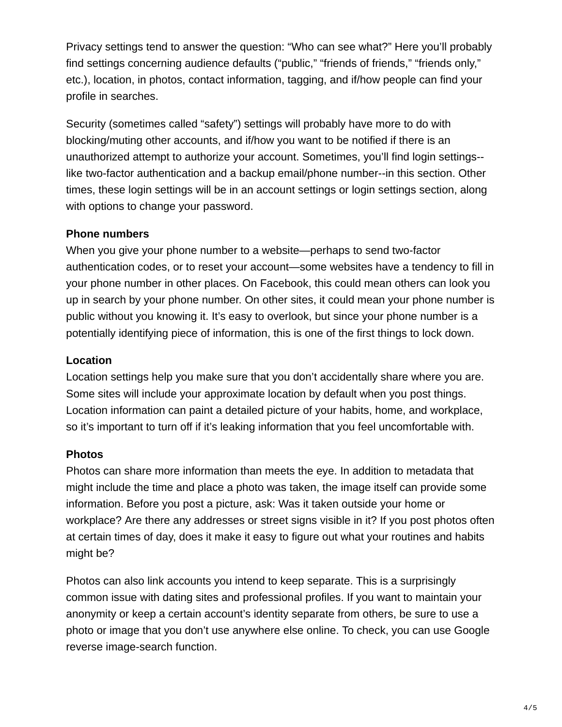Privacy settings tend to answer the question: “Who can see what?” Here you’ll probably find settings concerning audience defaults (“public,” “friends of friends,” “friends only,” etc.), location, in photos, contact information, tagging, and if/how people can find your profile in searches.

Security (sometimes called “safety”) settings will probably have more to do with blocking/muting other accounts, and if/how you want to be notified if there is an unauthorized attempt to authorize your account. Sometimes, you’ll find login settings--like two-factor authentication and a backup email/phone number--in this section. Other times, these login settings will be in an account settings or login settings section, along with options to change your password.

**Phone numbers**
When you give your phone number to a website—perhaps to send two-factor authentication codes, or to reset your account—some websites have a tendency to fill in your phone number in other places. On Facebook, this could mean others can look you up in search by your phone number. On other sites, it could mean your phone number is public without you knowing it. It’s easy to overlook, but since your phone number is a potentially identifying piece of information, this is one of the first things to lock down.

**Location**
Location settings help you make sure that you don’t accidentally share where you are. Some sites will include your approximate location by default when you post things. Location information can paint a detailed picture of your habits, home, and workplace, so it’s important to turn off if it’s leaking information that you feel uncomfortable with.

**Photos**
Photos can share more information than meets the eye. In addition to metadata that might include the time and place a photo was taken, the image itself can provide some information. Before you post a picture, ask: Was it taken outside your home or workplace? Are there any addresses or street signs visible in it? If you post photos often at certain times of day, does it make it easy to figure out what your routines and habits might be?

Photos can also link accounts you intend to keep separate. This is a surprisingly common issue with dating sites and professional profiles. If you want to maintain your anonymity or keep a certain account’s identity separate from others, be sure to use a photo or image that you don’t use anywhere else online. To check, you can use Google reverse image-search function.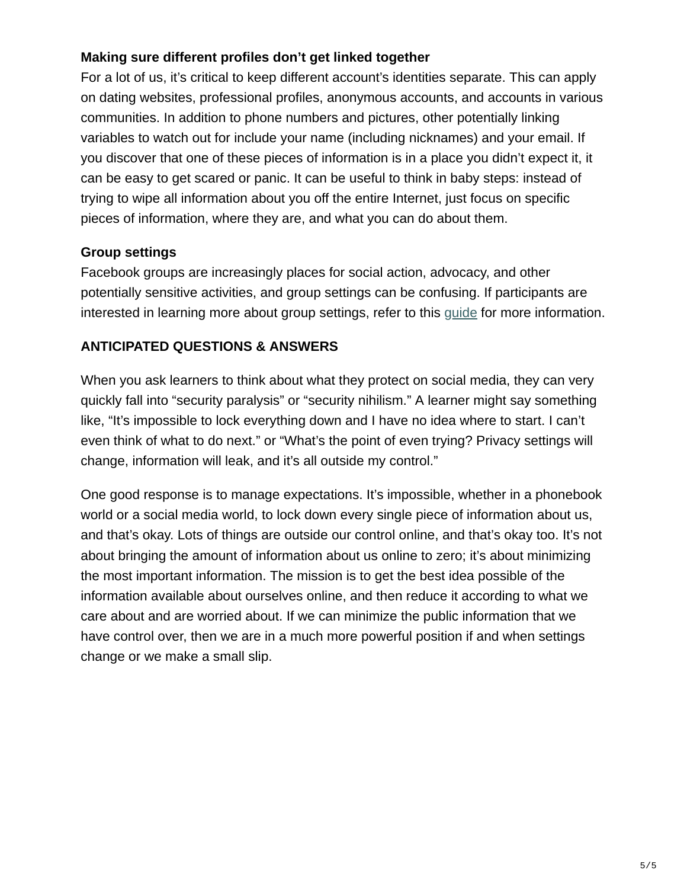**Making sure different profiles don't get linked together**

For a lot of us, it's critical to keep different account's identities separate. This can apply on dating websites, professional profiles, anonymous accounts, and accounts in various communities. In addition to phone numbers and pictures, other potentially linking variables to watch out for include your name (including nicknames) and your email. If you discover that one of these pieces of information is in a place you didn't expect it, it can be easy to get scared or panic. It can be useful to think in baby steps: instead of trying to wipe all information about you off the entire Internet, just focus on specific pieces of information, where they are, and what you can do about them.

**Group settings**

Facebook groups are increasingly places for social action, advocacy, and other potentially sensitive activities, and group settings can be confusing. If participants are interested in learning more about group settings, refer to this guide for more information.

**ANTICIPATED QUESTIONS & ANSWERS**

When you ask learners to think about what they protect on social media, they can very quickly fall into "security paralysis" or "security nihilism." A learner might say something like, "It's impossible to lock everything down and I have no idea where to start. I can't even think of what to do next." or "What's the point of even trying? Privacy settings will change, information will leak, and it's all outside my control."

One good response is to manage expectations. It's impossible, whether in a phonebook world or a social media world, to lock down every single piece of information about us, and that's okay. Lots of things are outside our control online, and that's okay too. It's not about bringing the amount of information about us online to zero; it's about minimizing the most important information. The mission is to get the best idea possible of the information available about ourselves online, and then reduce it according to what we care about and are worried about. If we can minimize the public information that we have control over, then we are in a much more powerful position if and when settings change or we make a small slip.